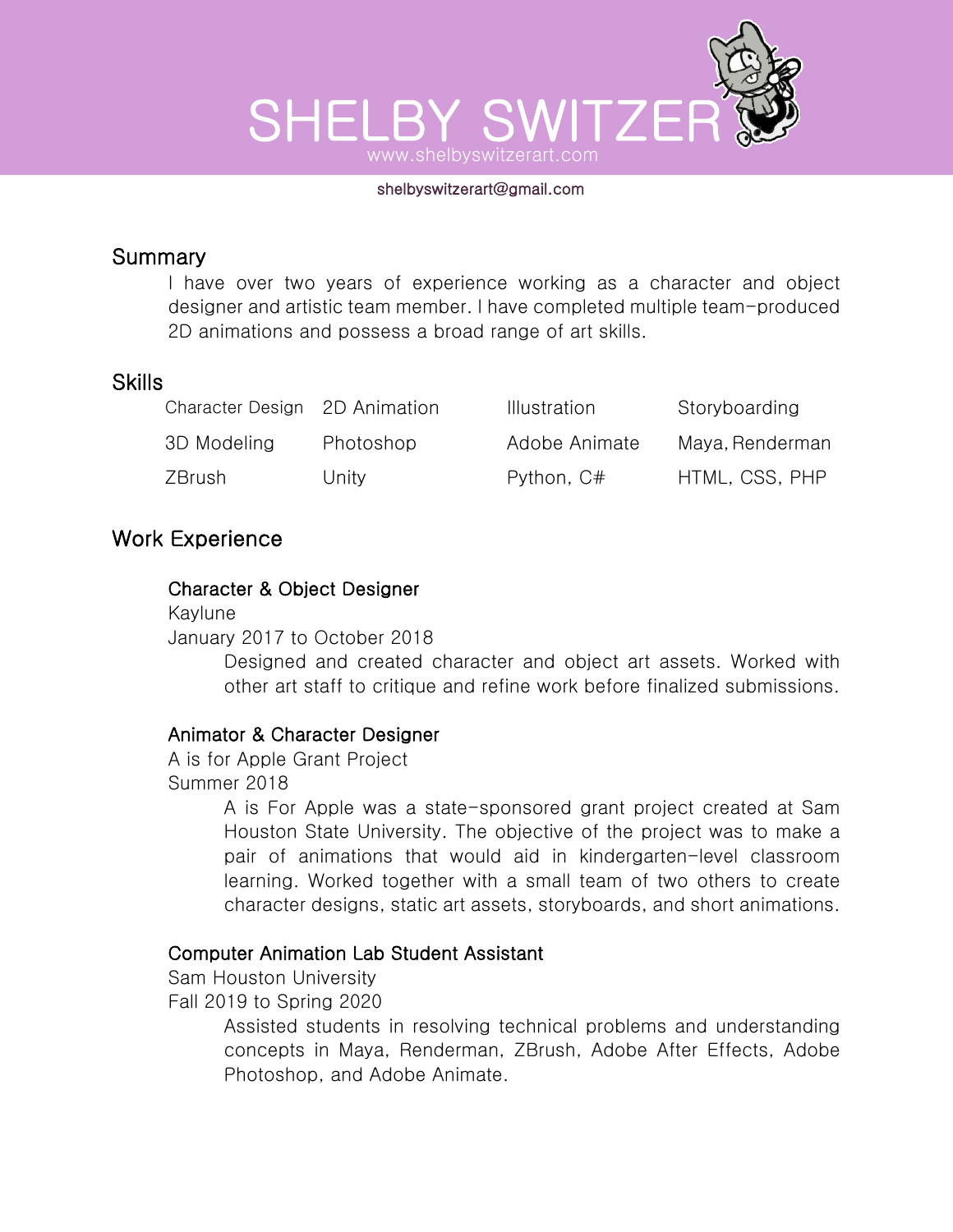# SHELBY SWITZER

www.shelbyswitzerart.com

shelbyswitzerart@gmail.com

## Summary

I have over two years of experience working as a character and object designer and artistic team member. I have completed multiple team-produced 2D animations and possess a broad range of art skills.

## Skills

| | | | |
|---|---|---|---|
| Character Design | 2D Animation | Illustration | Storyboarding |
| 3D Modeling | Photoshop | Adobe Animate | Maya, Renderman |
| ZBrush | Unity | Python, C# | HTML, CSS, PHP |

## Work Experience

### Character & Object Designer

Kaylune

January 2017 to October 2018

Designed and created character and object art assets. Worked with other art staff to critique and refine work before finalized submissions.

### Animator & Character Designer

A is for Apple Grant Project

Summer 2018

A is For Apple was a state-sponsored grant project created at Sam Houston State University. The objective of the project was to make a pair of animations that would aid in kindergarten-level classroom learning. Worked together with a small team of two others to create character designs, static art assets, storyboards, and short animations.

### Computer Animation Lab Student Assistant

Sam Houston University

Fall 2019 to Spring 2020

Assisted students in resolving technical problems and understanding concepts in Maya, Renderman, ZBrush, Adobe After Effects, Adobe Photoshop, and Adobe Animate.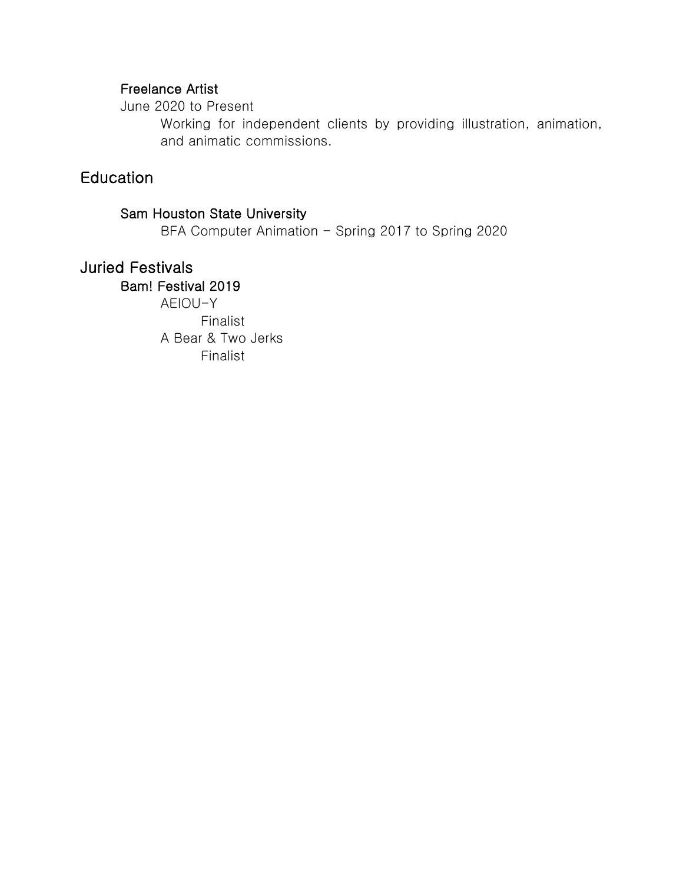**Freelance Artist**

June 2020 to Present

Working for independent clients by providing illustration, animation, and animatic commissions.

## Education

**Sam Houston State University**

BFA Computer Animation - Spring 2017 to Spring 2020

## Juried Festivals

**Bam! Festival 2019**

AEIOU-Y

Finalist

A Bear & Two Jerks

Finalist